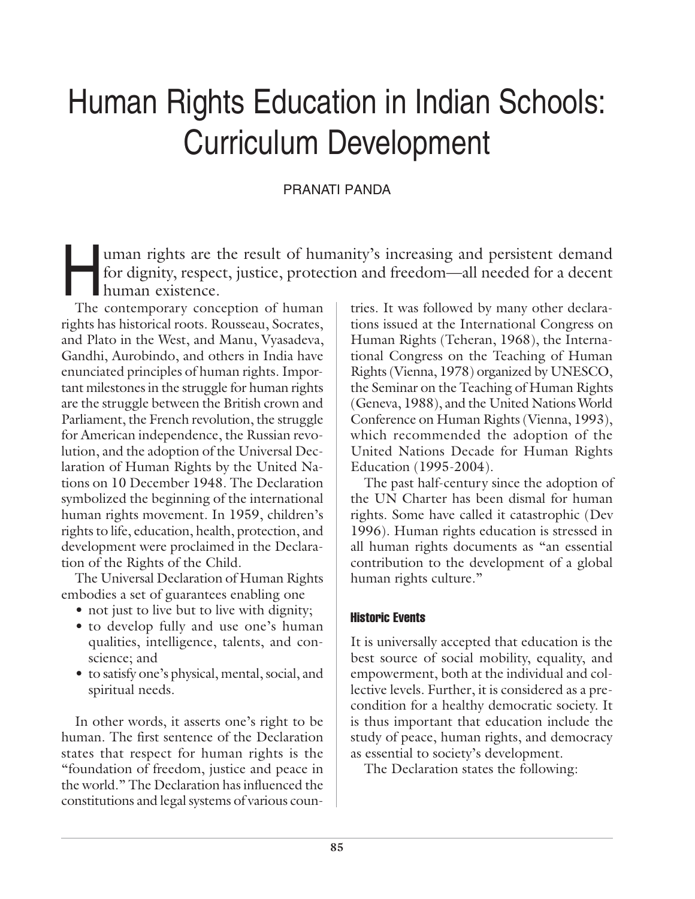# Human Rights Education in Indian Schools: Curriculum Development

PRANATI PANDA

Human rights are the result of humanity's increasing and persistent demand for dignity, respect, justice, protection and freedom—all needed for a decent human existence.

The contemporary conception of human rights has historical roots. Rousseau, Socrates, and Plato in the West, and Manu, Vyasadeva, Gandhi, Aurobindo, and others in India have enunciated principles of human rights. Important milestones in the struggle for human rights are the struggle between the British crown and Parliament, the French revolution, the struggle for American independence, the Russian revolution, and the adoption of the Universal Declaration of Human Rights by the United Nations on 10 December 1948. The Declaration symbolized the beginning of the international human rights movement. In 1959, children's rights to life, education, health, protection, and development were proclaimed in the Declaration of the Rights of the Child.

The Universal Declaration of Human Rights embodies a set of guarantees enabling one

- not just to live but to live with dignity;
- to develop fully and use one's human qualities, intelligence, talents, and conscience; and
- to satisfy one's physical, mental, social, and spiritual needs.

In other words, it asserts one's right to be human. The first sentence of the Declaration states that respect for human rights is the "foundation of freedom, justice and peace in the world." The Declaration has influenced the constitutions and legal systems of various countries. It was followed by many other declarations issued at the International Congress on Human Rights (Teheran, 1968), the International Congress on the Teaching of Human Rights (Vienna, 1978) organized by UNESCO, the Seminar on the Teaching of Human Rights (Geneva, 1988), and the United Nations World Conference on Human Rights (Vienna, 1993), which recommended the adoption of the United Nations Decade for Human Rights Education (1995-2004).

The past half-century since the adoption of the UN Charter has been dismal for human rights. Some have called it catastrophic (Dev 1996). Human rights education is stressed in all human rights documents as "an essential contribution to the development of a global human rights culture."

### Historic Events

It is universally accepted that education is the best source of social mobility, equality, and empowerment, both at the individual and collective levels. Further, it is considered as a precondition for a healthy democratic society. It is thus important that education include the study of peace, human rights, and democracy as essential to society's development.

The Declaration states the following: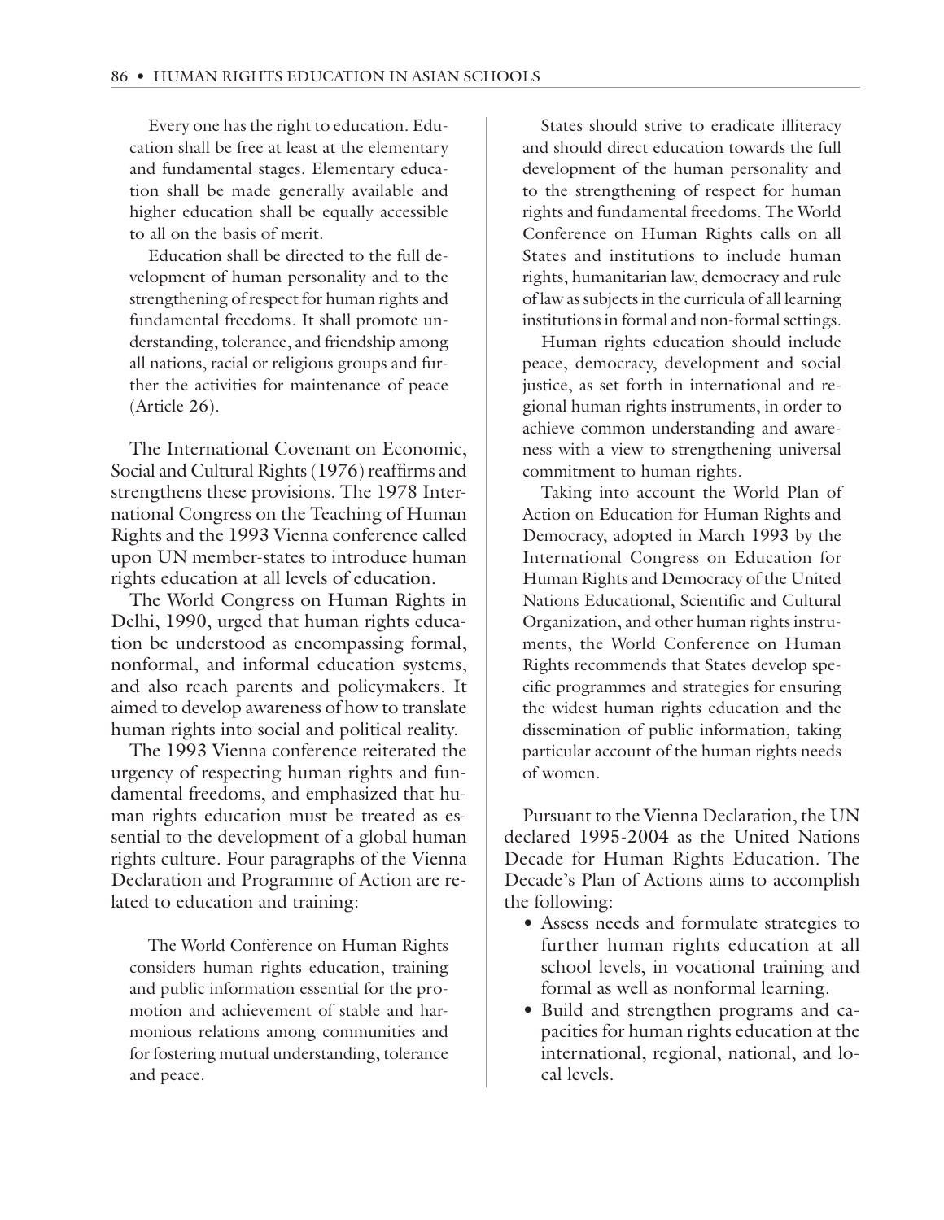> Every one has the right to education. Education shall be free at least at the elementary and fundamental stages. Elementary education shall be made generally available and higher education shall be equally accessible to all on the basis of merit.
>
> Education shall be directed to the full development of human personality and to the strengthening of respect for human rights and fundamental freedoms. It shall promote understanding, tolerance, and friendship among all nations, racial or religious groups and further the activities for maintenance of peace (Article 26).

The International Covenant on Economic, Social and Cultural Rights (1976) reaffirms and strengthens these provisions. The 1978 International Congress on the Teaching of Human Rights and the 1993 Vienna conference called upon UN member-states to introduce human rights education at all levels of education.

The World Congress on Human Rights in Delhi, 1990, urged that human rights education be understood as encompassing formal, nonformal, and informal education systems, and also reach parents and policymakers. It aimed to develop awareness of how to translate human rights into social and political reality.

The 1993 Vienna conference reiterated the urgency of respecting human rights and fundamental freedoms, and emphasized that human rights education must be treated as essential to the development of a global human rights culture. Four paragraphs of the Vienna Declaration and Programme of Action are related to education and training:

> The World Conference on Human Rights considers human rights education, training and public information essential for the promotion and achievement of stable and harmonious relations among communities and for fostering mutual understanding, tolerance and peace.
>
> States should strive to eradicate illiteracy and should direct education towards the full development of the human personality and to the strengthening of respect for human rights and fundamental freedoms. The World Conference on Human Rights calls on all States and institutions to include human rights, humanitarian law, democracy and rule of law as subjects in the curricula of all learning institutions in formal and non-formal settings.
>
> Human rights education should include peace, democracy, development and social justice, as set forth in international and regional human rights instruments, in order to achieve common understanding and awareness with a view to strengthening universal commitment to human rights.
>
> Taking into account the World Plan of Action on Education for Human Rights and Democracy, adopted in March 1993 by the International Congress on Education for Human Rights and Democracy of the United Nations Educational, Scientific and Cultural Organization, and other human rights instruments, the World Conference on Human Rights recommends that States develop specific programmes and strategies for ensuring the widest human rights education and the dissemination of public information, taking particular account of the human rights needs of women.

Pursuant to the Vienna Declaration, the UN declared 1995-2004 as the United Nations Decade for Human Rights Education. The Decade's Plan of Actions aims to accomplish the following:

- Assess needs and formulate strategies to further human rights education at all school levels, in vocational training and formal as well as nonformal learning.
- Build and strengthen programs and capacities for human rights education at the international, regional, national, and local levels.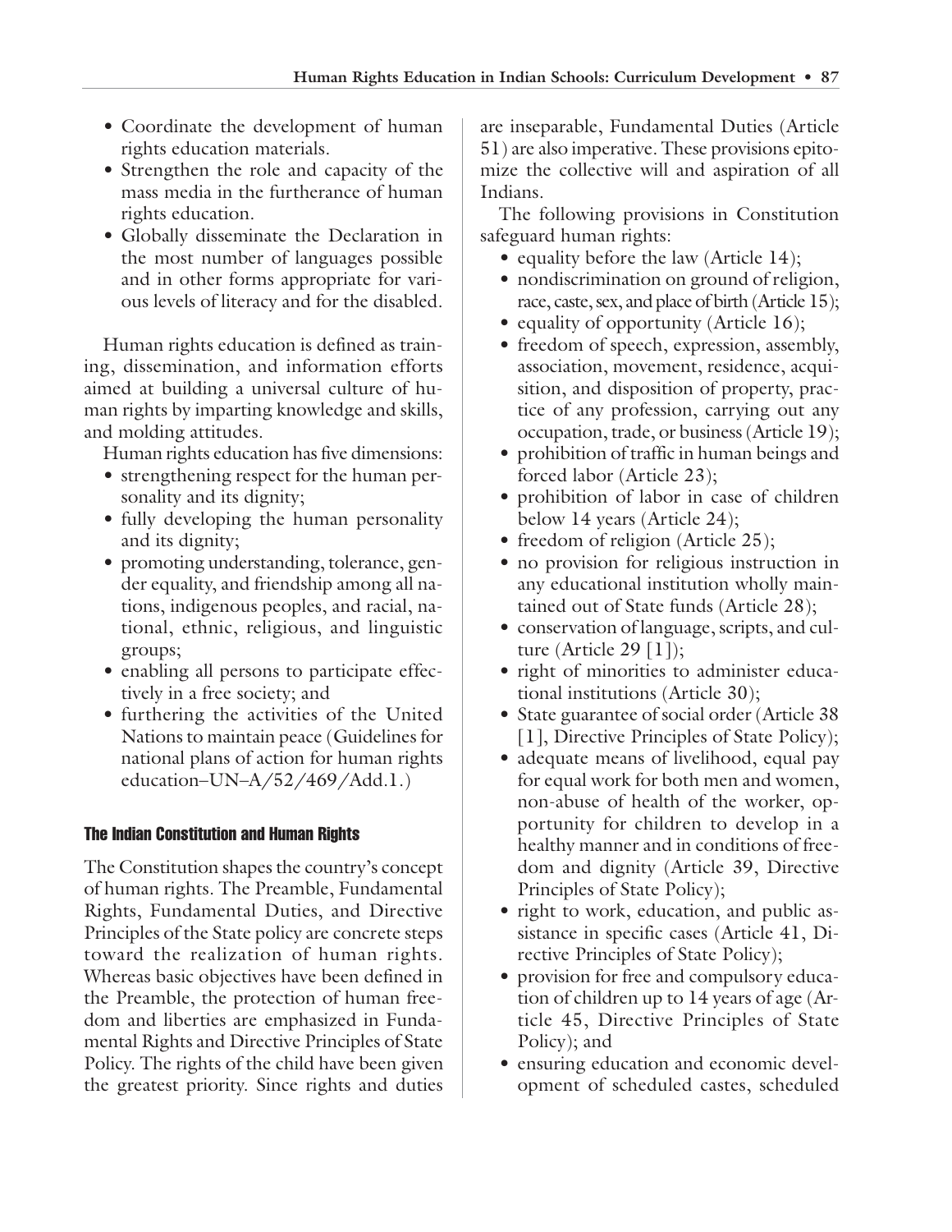- Coordinate the development of human rights education materials.
- Strengthen the role and capacity of the mass media in the furtherance of human rights education.
- Globally disseminate the Declaration in the most number of languages possible and in other forms appropriate for various levels of literacy and for the disabled.

Human rights education is defined as training, dissemination, and information efforts aimed at building a universal culture of human rights by imparting knowledge and skills, and molding attitudes.

Human rights education has five dimensions:

- strengthening respect for the human personality and its dignity;
- fully developing the human personality and its dignity;
- promoting understanding, tolerance, gender equality, and friendship among all nations, indigenous peoples, and racial, national, ethnic, religious, and linguistic groups;
- enabling all persons to participate effectively in a free society; and
- furthering the activities of the United Nations to maintain peace (Guidelines for national plans of action for human rights education–UN–A/52/469/Add.1.)

### The Indian Constitution and Human Rights

The Constitution shapes the country's concept of human rights. The Preamble, Fundamental Rights, Fundamental Duties, and Directive Principles of the State policy are concrete steps toward the realization of human rights. Whereas basic objectives have been defined in the Preamble, the protection of human freedom and liberties are emphasized in Fundamental Rights and Directive Principles of State Policy. The rights of the child have been given the greatest priority. Since rights and duties are inseparable, Fundamental Duties (Article 51) are also imperative. These provisions epitomize the collective will and aspiration of all Indians.

The following provisions in Constitution safeguard human rights:

- equality before the law (Article 14);
- nondiscrimination on ground of religion, race, caste, sex, and place of birth (Article 15);
- equality of opportunity (Article 16);
- freedom of speech, expression, assembly, association, movement, residence, acquisition, and disposition of property, practice of any profession, carrying out any occupation, trade, or business (Article 19);
- prohibition of traffic in human beings and forced labor (Article 23);
- prohibition of labor in case of children below 14 years (Article 24);
- freedom of religion (Article 25);
- no provision for religious instruction in any educational institution wholly maintained out of State funds (Article 28);
- conservation of language, scripts, and culture (Article 29 [1]);
- right of minorities to administer educational institutions (Article 30);
- State guarantee of social order (Article 38 [1], Directive Principles of State Policy);
- adequate means of livelihood, equal pay for equal work for both men and women, non-abuse of health of the worker, opportunity for children to develop in a healthy manner and in conditions of freedom and dignity (Article 39, Directive Principles of State Policy);
- right to work, education, and public assistance in specific cases (Article 41, Directive Principles of State Policy);
- provision for free and compulsory education of children up to 14 years of age (Article 45, Directive Principles of State Policy); and
- ensuring education and economic development of scheduled castes, scheduled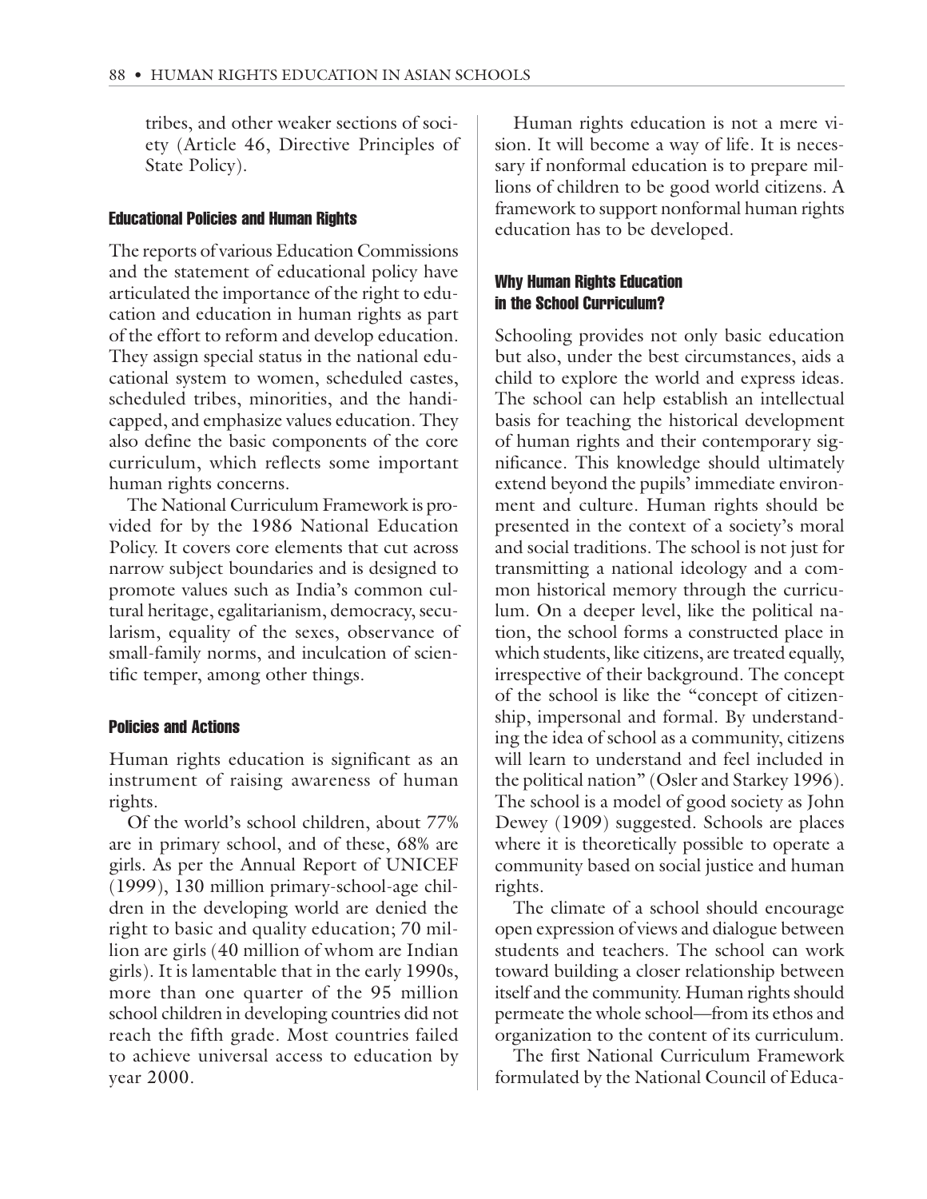tribes, and other weaker sections of society (Article 46, Directive Principles of State Policy).

### Educational Policies and Human Rights

The reports of various Education Commissions and the statement of educational policy have articulated the importance of the right to education and education in human rights as part of the effort to reform and develop education. They assign special status in the national educational system to women, scheduled castes, scheduled tribes, minorities, and the handicapped, and emphasize values education. They also define the basic components of the core curriculum, which reflects some important human rights concerns.

The National Curriculum Framework is provided for by the 1986 National Education Policy. It covers core elements that cut across narrow subject boundaries and is designed to promote values such as India's common cultural heritage, egalitarianism, democracy, secularism, equality of the sexes, observance of small-family norms, and inculcation of scientific temper, among other things.

### Policies and Actions

Human rights education is significant as an instrument of raising awareness of human rights.

Of the world's school children, about 77% are in primary school, and of these, 68% are girls. As per the Annual Report of UNICEF (1999), 130 million primary-school-age children in the developing world are denied the right to basic and quality education; 70 million are girls (40 million of whom are Indian girls). It is lamentable that in the early 1990s, more than one quarter of the 95 million school children in developing countries did not reach the fifth grade. Most countries failed to achieve universal access to education by year 2000.

Human rights education is not a mere vision. It will become a way of life. It is necessary if nonformal education is to prepare millions of children to be good world citizens. A framework to support nonformal human rights education has to be developed.

### Why Human Rights Education in the School Curriculum?

Schooling provides not only basic education but also, under the best circumstances, aids a child to explore the world and express ideas. The school can help establish an intellectual basis for teaching the historical development of human rights and their contemporary significance. This knowledge should ultimately extend beyond the pupils' immediate environment and culture. Human rights should be presented in the context of a society's moral and social traditions. The school is not just for transmitting a national ideology and a common historical memory through the curriculum. On a deeper level, like the political nation, the school forms a constructed place in which students, like citizens, are treated equally, irrespective of their background. The concept of the school is like the "concept of citizenship, impersonal and formal. By understanding the idea of school as a community, citizens will learn to understand and feel included in the political nation" (Osler and Starkey 1996). The school is a model of good society as John Dewey (1909) suggested. Schools are places where it is theoretically possible to operate a community based on social justice and human rights.

The climate of a school should encourage open expression of views and dialogue between students and teachers. The school can work toward building a closer relationship between itself and the community. Human rights should permeate the whole school—from its ethos and organization to the content of its curriculum.

The first National Curriculum Framework formulated by the National Council of Educa-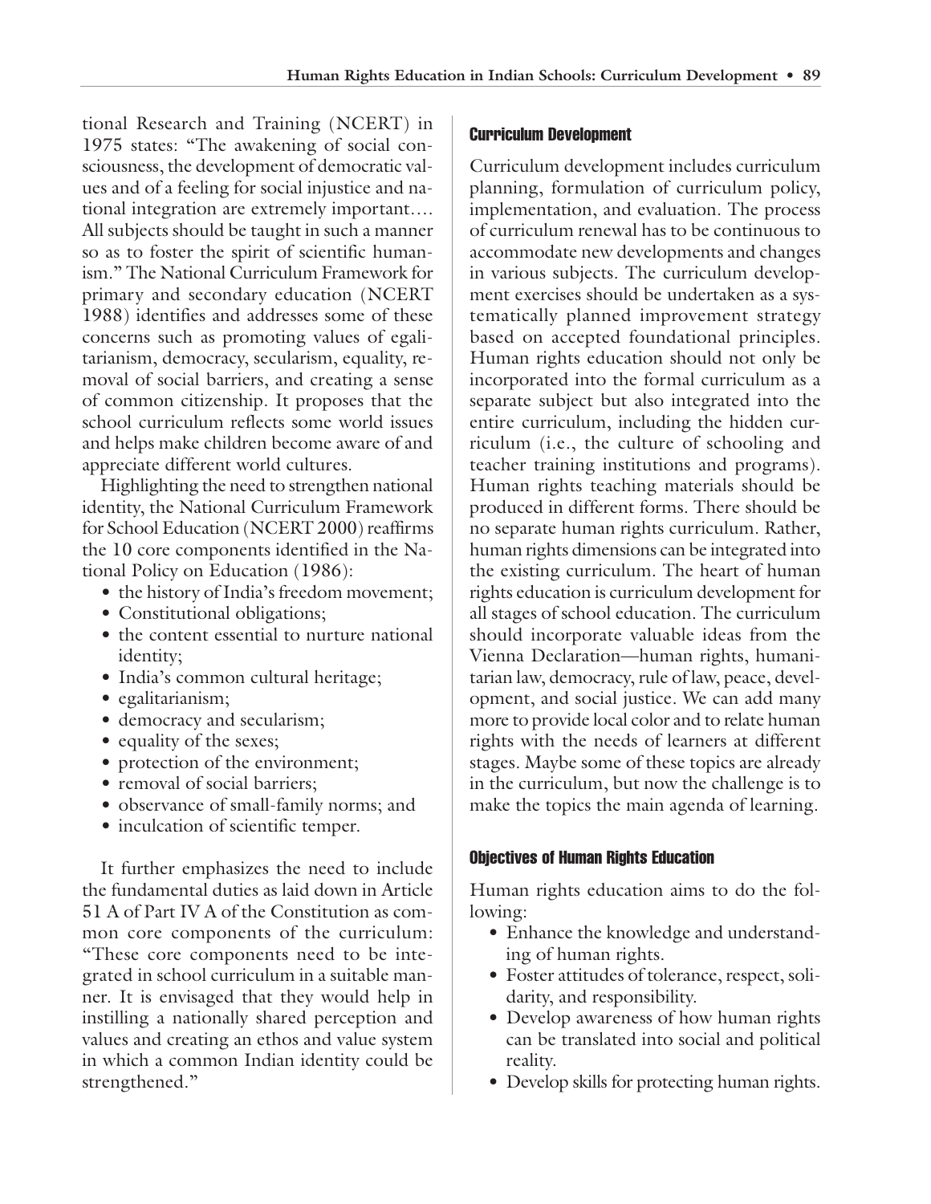tional Research and Training (NCERT) in 1975 states: "The awakening of social consciousness, the development of democratic values and of a feeling for social injustice and national integration are extremely important.... All subjects should be taught in such a manner so as to foster the spirit of scientific humanism." The National Curriculum Framework for primary and secondary education (NCERT 1988) identifies and addresses some of these concerns such as promoting values of egalitarianism, democracy, secularism, equality, removal of social barriers, and creating a sense of common citizenship. It proposes that the school curriculum reflects some world issues and helps make children become aware of and appreciate different world cultures.

Highlighting the need to strengthen national identity, the National Curriculum Framework for School Education (NCERT 2000) reaffirms the 10 core components identified in the National Policy on Education (1986):

- the history of India's freedom movement;
- Constitutional obligations;
- the content essential to nurture national identity;
- India's common cultural heritage;
- egalitarianism;
- democracy and secularism;
- equality of the sexes;
- protection of the environment;
- removal of social barriers;
- observance of small-family norms; and
- inculcation of scientific temper.

It further emphasizes the need to include the fundamental duties as laid down in Article 51 A of Part IV A of the Constitution as common core components of the curriculum: "These core components need to be integrated in school curriculum in a suitable manner. It is envisaged that they would help in instilling a nationally shared perception and values and creating an ethos and value system in which a common Indian identity could be strengthened."

### Curriculum Development

Curriculum development includes curriculum planning, formulation of curriculum policy, implementation, and evaluation. The process of curriculum renewal has to be continuous to accommodate new developments and changes in various subjects. The curriculum development exercises should be undertaken as a systematically planned improvement strategy based on accepted foundational principles. Human rights education should not only be incorporated into the formal curriculum as a separate subject but also integrated into the entire curriculum, including the hidden curriculum (i.e., the culture of schooling and teacher training institutions and programs). Human rights teaching materials should be produced in different forms. There should be no separate human rights curriculum. Rather, human rights dimensions can be integrated into the existing curriculum. The heart of human rights education is curriculum development for all stages of school education. The curriculum should incorporate valuable ideas from the Vienna Declaration—human rights, humanitarian law, democracy, rule of law, peace, development, and social justice. We can add many more to provide local color and to relate human rights with the needs of learners at different stages. Maybe some of these topics are already in the curriculum, but now the challenge is to make the topics the main agenda of learning.

### Objectives of Human Rights Education

Human rights education aims to do the following:

- Enhance the knowledge and understanding of human rights.
- Foster attitudes of tolerance, respect, solidarity, and responsibility.
- Develop awareness of how human rights can be translated into social and political reality.
- Develop skills for protecting human rights.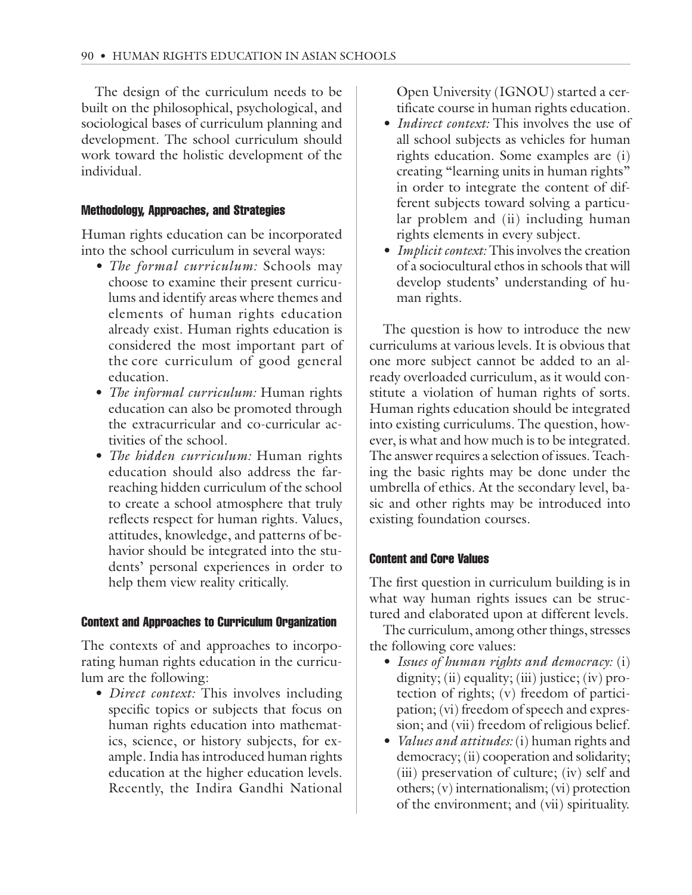The design of the curriculum needs to be built on the philosophical, psychological, and sociological bases of curriculum planning and development. The school curriculum should work toward the holistic development of the individual.

### Methodology, Approaches, and Strategies

Human rights education can be incorporated into the school curriculum in several ways:

- *The formal curriculum:* Schools may choose to examine their present curriculums and identify areas where themes and elements of human rights education already exist. Human rights education is considered the most important part of the core curriculum of good general education.
- *The informal curriculum:* Human rights education can also be promoted through the extracurricular and co-curricular activities of the school.
- *The hidden curriculum:* Human rights education should also address the far-reaching hidden curriculum of the school to create a school atmosphere that truly reflects respect for human rights. Values, attitudes, knowledge, and patterns of behavior should be integrated into the students' personal experiences in order to help them view reality critically.

### Context and Approaches to Curriculum Organization

The contexts of and approaches to incorporating human rights education in the curriculum are the following:

- *Direct context:* This involves including specific topics or subjects that focus on human rights education into mathematics, science, or history subjects, for example. India has introduced human rights education at the higher education levels. Recently, the Indira Gandhi National Open University (IGNOU) started a certificate course in human rights education.
- *Indirect context:* This involves the use of all school subjects as vehicles for human rights education. Some examples are (i) creating "learning units in human rights" in order to integrate the content of different subjects toward solving a particular problem and (ii) including human rights elements in every subject.
- *Implicit context:* This involves the creation of a sociocultural ethos in schools that will develop students' understanding of human rights.

The question is how to introduce the new curriculums at various levels. It is obvious that one more subject cannot be added to an already overloaded curriculum, as it would constitute a violation of human rights of sorts. Human rights education should be integrated into existing curriculums. The question, however, is what and how much is to be integrated. The answer requires a selection of issues. Teaching the basic rights may be done under the umbrella of ethics. At the secondary level, basic and other rights may be introduced into existing foundation courses.

### Content and Core Values

The first question in curriculum building is in what way human rights issues can be structured and elaborated upon at different levels.

The curriculum, among other things, stresses the following core values:

- *Issues of human rights and democracy:* (i) dignity; (ii) equality; (iii) justice; (iv) protection of rights; (v) freedom of participation; (vi) freedom of speech and expression; and (vii) freedom of religious belief.
- *Values and attitudes:* (i) human rights and democracy; (ii) cooperation and solidarity; (iii) preservation of culture; (iv) self and others; (v) internationalism; (vi) protection of the environment; and (vii) spirituality.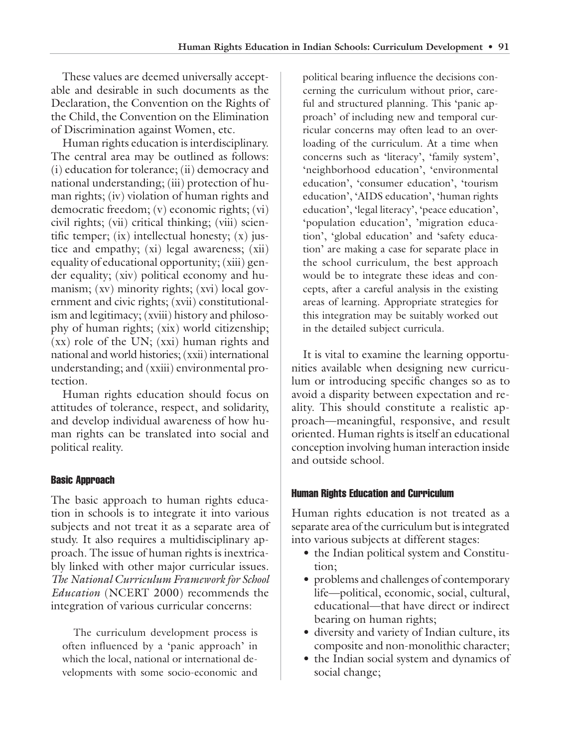These values are deemed universally acceptable and desirable in such documents as the Declaration, the Convention on the Rights of the Child, the Convention on the Elimination of Discrimination against Women, etc.

Human rights education is interdisciplinary. The central area may be outlined as follows: (i) education for tolerance; (ii) democracy and national understanding; (iii) protection of human rights; (iv) violation of human rights and democratic freedom; (v) economic rights; (vi) civil rights; (vii) critical thinking; (viii) scientific temper; (ix) intellectual honesty; (x) justice and empathy; (xi) legal awareness; (xii) equality of educational opportunity; (xiii) gender equality; (xiv) political economy and humanism; (xv) minority rights; (xvi) local government and civic rights; (xvii) constitutionalism and legitimacy; (xviii) history and philosophy of human rights; (xix) world citizenship; (xx) role of the UN; (xxi) human rights and national and world histories; (xxii) international understanding; and (xxiii) environmental protection.

Human rights education should focus on attitudes of tolerance, respect, and solidarity, and develop individual awareness of how human rights can be translated into social and political reality.

## Basic Approach

The basic approach to human rights education in schools is to integrate it into various subjects and not treat it as a separate area of study. It also requires a multidisciplinary approach. The issue of human rights is inextricably linked with other major curricular issues. *The National Curriculum Framework for School Education* (NCERT 2000) recommends the integration of various curricular concerns:

> The curriculum development process is often influenced by a 'panic approach' in which the local, national or international developments with some socio-economic and political bearing influence the decisions concerning the curriculum without prior, careful and structured planning. This 'panic approach' of including new and temporal curricular concerns may often lead to an overloading of the curriculum. At a time when concerns such as 'literacy', 'family system', 'neighborhood education', 'environmental education', 'consumer education', 'tourism education', 'AIDS education', 'human rights education', 'legal literacy', 'peace education', 'population education', 'migration education', 'global education' and 'safety education' are making a case for separate place in the school curriculum, the best approach would be to integrate these ideas and concepts, after a careful analysis in the existing areas of learning. Appropriate strategies for this integration may be suitably worked out in the detailed subject curricula.

It is vital to examine the learning opportunities available when designing new curriculum or introducing specific changes so as to avoid a disparity between expectation and reality. This should constitute a realistic approach—meaningful, responsive, and result oriented. Human rights is itself an educational conception involving human interaction inside and outside school.

## Human Rights Education and Curriculum

Human rights education is not treated as a separate area of the curriculum but is integrated into various subjects at different stages:

- the Indian political system and Constitution;
- problems and challenges of contemporary life—political, economic, social, cultural, educational—that have direct or indirect bearing on human rights;
- diversity and variety of Indian culture, its composite and non-monolithic character;
- the Indian social system and dynamics of social change;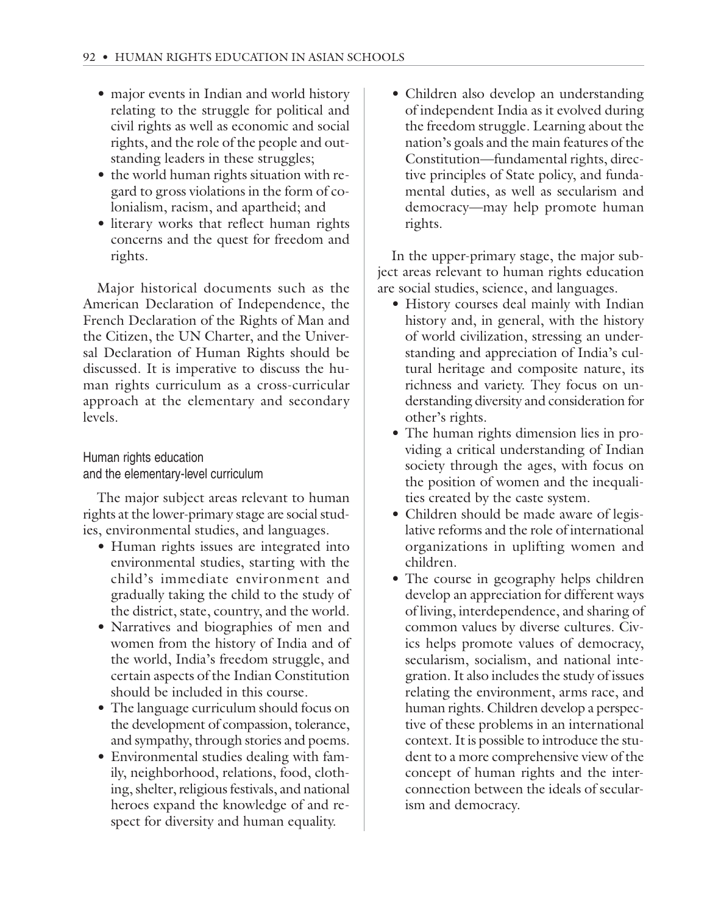- major events in Indian and world history relating to the struggle for political and civil rights as well as economic and social rights, and the role of the people and outstanding leaders in these struggles;
- the world human rights situation with regard to gross violations in the form of colonialism, racism, and apartheid; and
- literary works that reflect human rights concerns and the quest for freedom and rights.

Major historical documents such as the American Declaration of Independence, the French Declaration of the Rights of Man and the Citizen, the UN Charter, and the Universal Declaration of Human Rights should be discussed. It is imperative to discuss the human rights curriculum as a cross-curricular approach at the elementary and secondary levels.

### Human rights education and the elementary-level curriculum

The major subject areas relevant to human rights at the lower-primary stage are social studies, environmental studies, and languages.

- Human rights issues are integrated into environmental studies, starting with the child's immediate environment and gradually taking the child to the study of the district, state, country, and the world.
- Narratives and biographies of men and women from the history of India and of the world, India's freedom struggle, and certain aspects of the Indian Constitution should be included in this course.
- The language curriculum should focus on the development of compassion, tolerance, and sympathy, through stories and poems.
- Environmental studies dealing with family, neighborhood, relations, food, clothing, shelter, religious festivals, and national heroes expand the knowledge of and respect for diversity and human equality.
- Children also develop an understanding of independent India as it evolved during the freedom struggle. Learning about the nation's goals and the main features of the Constitution—fundamental rights, directive principles of State policy, and fundamental duties, as well as secularism and democracy—may help promote human rights.

In the upper-primary stage, the major subject areas relevant to human rights education are social studies, science, and languages.

- History courses deal mainly with Indian history and, in general, with the history of world civilization, stressing an understanding and appreciation of India's cultural heritage and composite nature, its richness and variety. They focus on understanding diversity and consideration for other's rights.
- The human rights dimension lies in providing a critical understanding of Indian society through the ages, with focus on the position of women and the inequalities created by the caste system.
- Children should be made aware of legislative reforms and the role of international organizations in uplifting women and children.
- The course in geography helps children develop an appreciation for different ways of living, interdependence, and sharing of common values by diverse cultures. Civics helps promote values of democracy, secularism, socialism, and national integration. It also includes the study of issues relating the environment, arms race, and human rights. Children develop a perspective of these problems in an international context. It is possible to introduce the student to a more comprehensive view of the concept of human rights and the interconnection between the ideals of secularism and democracy.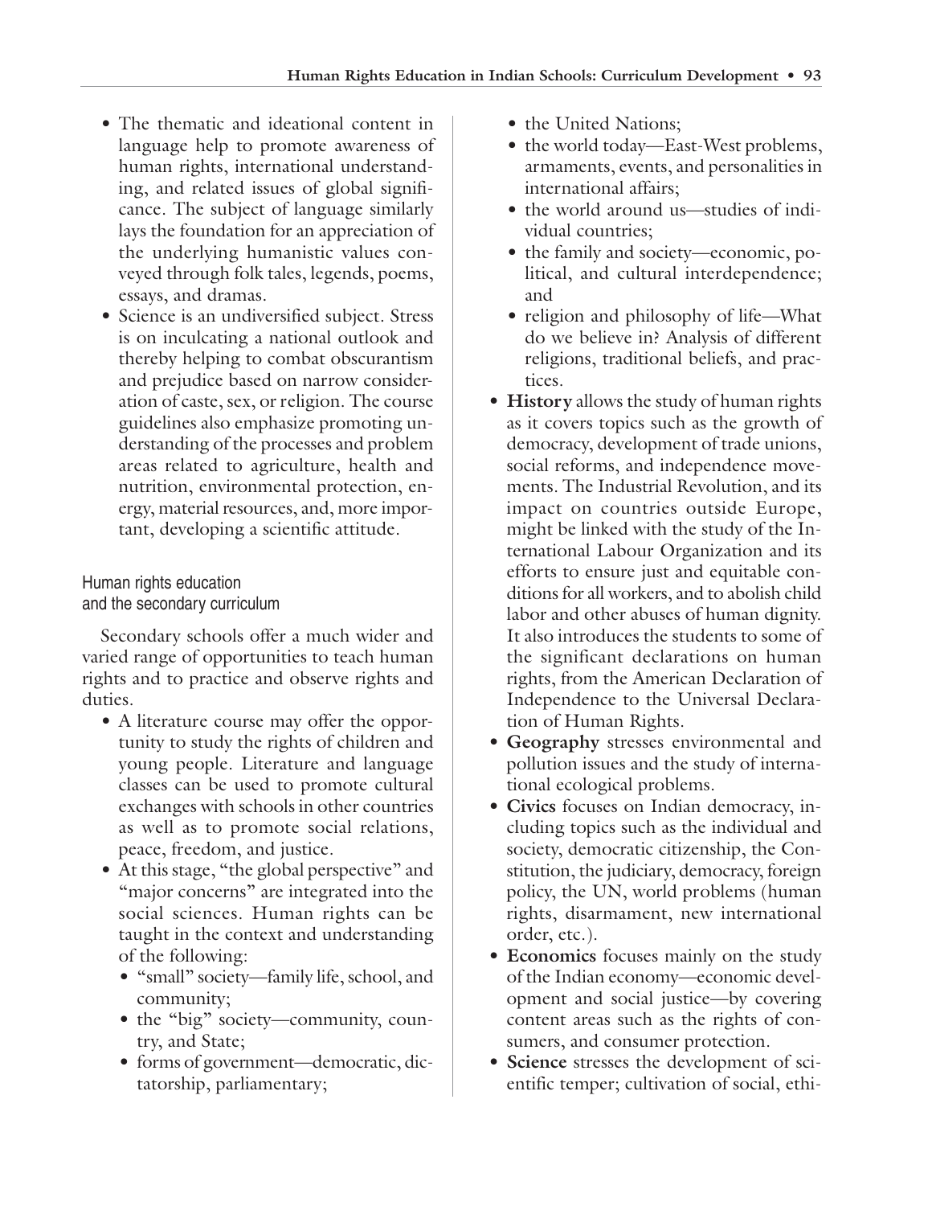- The thematic and ideational content in language help to promote awareness of human rights, international understanding, and related issues of global significance. The subject of language similarly lays the foundation for an appreciation of the underlying humanistic values conveyed through folk tales, legends, poems, essays, and dramas.
- Science is an undiversified subject. Stress is on inculcating a national outlook and thereby helping to combat obscurantism and prejudice based on narrow consideration of caste, sex, or religion. The course guidelines also emphasize promoting understanding of the processes and problem areas related to agriculture, health and nutrition, environmental protection, energy, material resources, and, more important, developing a scientific attitude.

### Human rights education and the secondary curriculum

Secondary schools offer a much wider and varied range of opportunities to teach human rights and to practice and observe rights and duties.

- A literature course may offer the opportunity to study the rights of children and young people. Literature and language classes can be used to promote cultural exchanges with schools in other countries as well as to promote social relations, peace, freedom, and justice.
- At this stage, "the global perspective" and "major concerns" are integrated into the social sciences. Human rights can be taught in the context and understanding of the following:
  - "small" society—family life, school, and community;
  - the "big" society—community, country, and State;
  - forms of government—democratic, dictatorship, parliamentary;
  - the United Nations;
  - the world today—East-West problems, armaments, events, and personalities in international affairs;
  - the world around us—studies of individual countries;
  - the family and society—economic, political, and cultural interdependence; and
  - religion and philosophy of life—What do we believe in? Analysis of different religions, traditional beliefs, and practices.
- **History** allows the study of human rights as it covers topics such as the growth of democracy, development of trade unions, social reforms, and independence movements. The Industrial Revolution, and its impact on countries outside Europe, might be linked with the study of the International Labour Organization and its efforts to ensure just and equitable conditions for all workers, and to abolish child labor and other abuses of human dignity. It also introduces the students to some of the significant declarations on human rights, from the American Declaration of Independence to the Universal Declaration of Human Rights.
- **Geography** stresses environmental and pollution issues and the study of international ecological problems.
- **Civics** focuses on Indian democracy, including topics such as the individual and society, democratic citizenship, the Constitution, the judiciary, democracy, foreign policy, the UN, world problems (human rights, disarmament, new international order, etc.).
- **Economics** focuses mainly on the study of the Indian economy—economic development and social justice—by covering content areas such as the rights of consumers, and consumer protection.
- **Science** stresses the development of scientific temper; cultivation of social, ethi-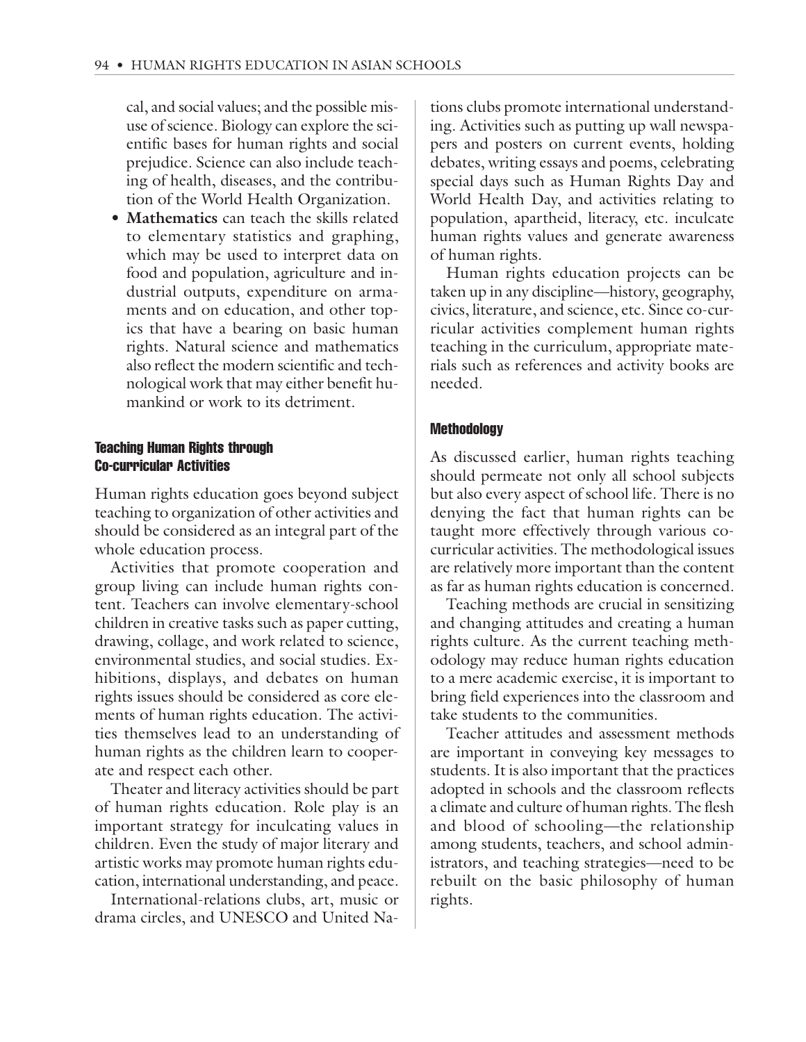cal, and social values; and the possible misuse of science. Biology can explore the scientific bases for human rights and social prejudice. Science can also include teaching of health, diseases, and the contribution of the World Health Organization.

- **Mathematics** can teach the skills related to elementary statistics and graphing, which may be used to interpret data on food and population, agriculture and industrial outputs, expenditure on armaments and on education, and other topics that have a bearing on basic human rights. Natural science and mathematics also reflect the modern scientific and technological work that may either benefit humankind or work to its detriment.

### Teaching Human Rights through Co-curricular Activities

Human rights education goes beyond subject teaching to organization of other activities and should be considered as an integral part of the whole education process.

Activities that promote cooperation and group living can include human rights content. Teachers can involve elementary-school children in creative tasks such as paper cutting, drawing, collage, and work related to science, environmental studies, and social studies. Exhibitions, displays, and debates on human rights issues should be considered as core elements of human rights education. The activities themselves lead to an understanding of human rights as the children learn to cooperate and respect each other.

Theater and literacy activities should be part of human rights education. Role play is an important strategy for inculcating values in children. Even the study of major literary and artistic works may promote human rights education, international understanding, and peace.

International-relations clubs, art, music or drama circles, and UNESCO and United Nations clubs promote international understanding. Activities such as putting up wall newspapers and posters on current events, holding debates, writing essays and poems, celebrating special days such as Human Rights Day and World Health Day, and activities relating to population, apartheid, literacy, etc. inculcate human rights values and generate awareness of human rights.

Human rights education projects can be taken up in any discipline—history, geography, civics, literature, and science, etc. Since co-curricular activities complement human rights teaching in the curriculum, appropriate materials such as references and activity books are needed.

### Methodology

As discussed earlier, human rights teaching should permeate not only all school subjects but also every aspect of school life. There is no denying the fact that human rights can be taught more effectively through various co-curricular activities. The methodological issues are relatively more important than the content as far as human rights education is concerned.

Teaching methods are crucial in sensitizing and changing attitudes and creating a human rights culture. As the current teaching methodology may reduce human rights education to a mere academic exercise, it is important to bring field experiences into the classroom and take students to the communities.

Teacher attitudes and assessment methods are important in conveying key messages to students. It is also important that the practices adopted in schools and the classroom reflects a climate and culture of human rights. The flesh and blood of schooling—the relationship among students, teachers, and school administrators, and teaching strategies—need to be rebuilt on the basic philosophy of human rights.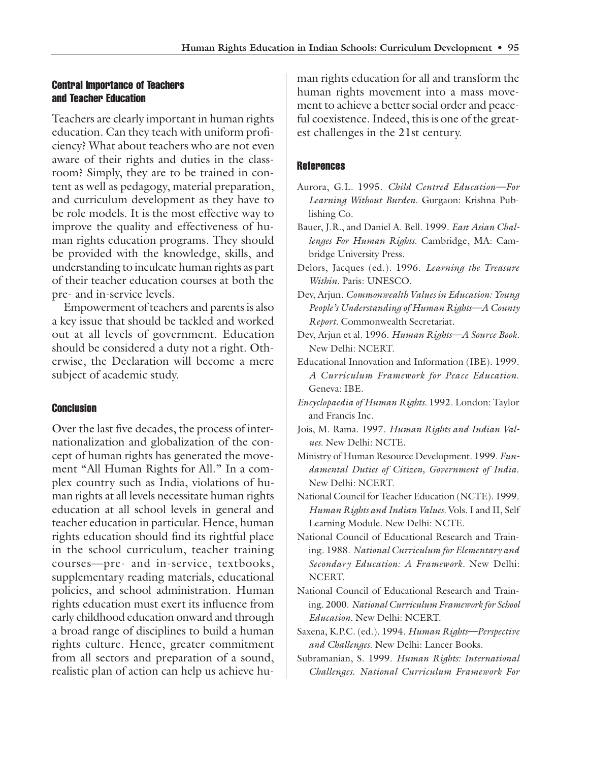### Central Importance of Teachers and Teacher Education

Teachers are clearly important in human rights education. Can they teach with uniform proficiency? What about teachers who are not even aware of their rights and duties in the classroom? Simply, they are to be trained in content as well as pedagogy, material preparation, and curriculum development as they have to be role models. It is the most effective way to improve the quality and effectiveness of human rights education programs. They should be provided with the knowledge, skills, and understanding to inculcate human rights as part of their teacher education courses at both the pre- and in-service levels.

Empowerment of teachers and parents is also a key issue that should be tackled and worked out at all levels of government. Education should be considered a duty not a right. Otherwise, the Declaration will become a mere subject of academic study.

### Conclusion

Over the last five decades, the process of internationalization and globalization of the concept of human rights has generated the movement "All Human Rights for All." In a complex country such as India, violations of human rights at all levels necessitate human rights education at all school levels in general and teacher education in particular. Hence, human rights education should find its rightful place in the school curriculum, teacher training courses—pre- and in-service, textbooks, supplementary reading materials, educational policies, and school administration. Human rights education must exert its influence from early childhood education onward and through a broad range of disciplines to build a human rights culture. Hence, greater commitment from all sectors and preparation of a sound, realistic plan of action can help us achieve human rights education for all and transform the human rights movement into a mass movement to achieve a better social order and peaceful coexistence. Indeed, this is one of the greatest challenges in the 21st century.

### References

Aurora, G.L. 1995. *Child Centred Education—For Learning Without Burden.* Gurgaon: Krishna Publishing Co.

Bauer, J.R., and Daniel A. Bell. 1999. *East Asian Challenges For Human Rights.* Cambridge, MA: Cambridge University Press.

Delors, Jacques (ed.). 1996. *Learning the Treasure Within.* Paris: UNESCO.

Dev, Arjun. *Commonwealth Values in Education: Young People's Understanding of Human Rights—A County Report.* Commonwealth Secretariat.

Dev, Arjun et al. 1996. *Human Rights—A Source Book.* New Delhi: NCERT.

Educational Innovation and Information (IBE). 1999. *A Curriculum Framework for Peace Education.* Geneva: IBE.

*Encyclopaedia of Human Rights.* 1992. London: Taylor and Francis Inc.

Jois, M. Rama. 1997. *Human Rights and Indian Values.* New Delhi: NCTE.

Ministry of Human Resource Development. 1999. *Fundamental Duties of Citizen, Government of India.* New Delhi: NCERT.

National Council for Teacher Education (NCTE). 1999. *Human Rights and Indian Values.* Vols. I and II, Self Learning Module. New Delhi: NCTE.

National Council of Educational Research and Training. 1988. *National Curriculum for Elementary and Secondary Education: A Framework.* New Delhi: NCERT.

National Council of Educational Research and Training. 2000. *National Curriculum Framework for School Education.* New Delhi: NCERT.

Saxena, K.P.C. (ed.). 1994. *Human Rights—Perspective and Challenges.* New Delhi: Lancer Books.

Subramanian, S. 1999. *Human Rights: International Challenges. National Curriculum Framework For*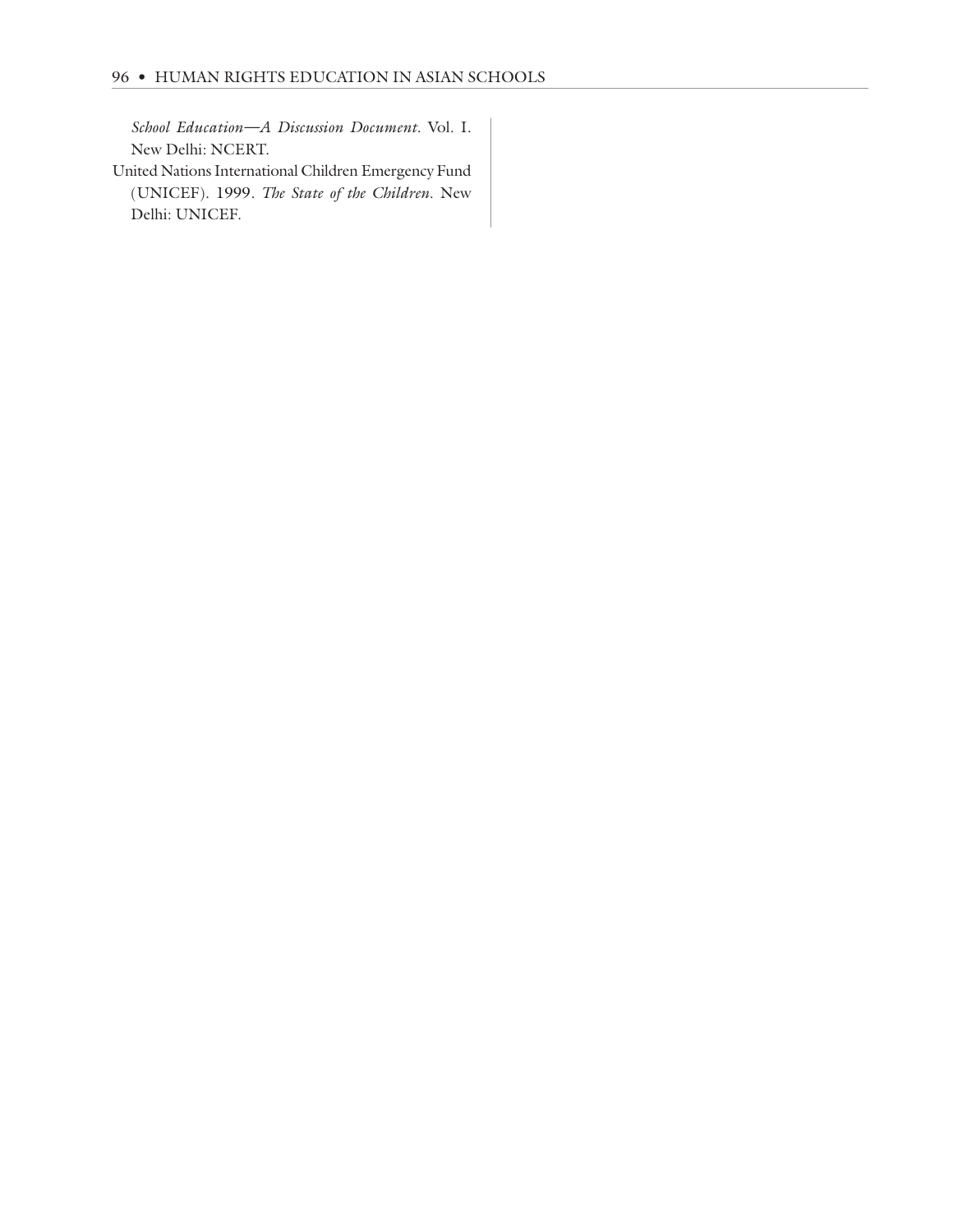*School Education—A Discussion Document*. Vol. I. New Delhi: NCERT.

United Nations International Children Emergency Fund (UNICEF). 1999. *The State of the Children*. New Delhi: UNICEF.